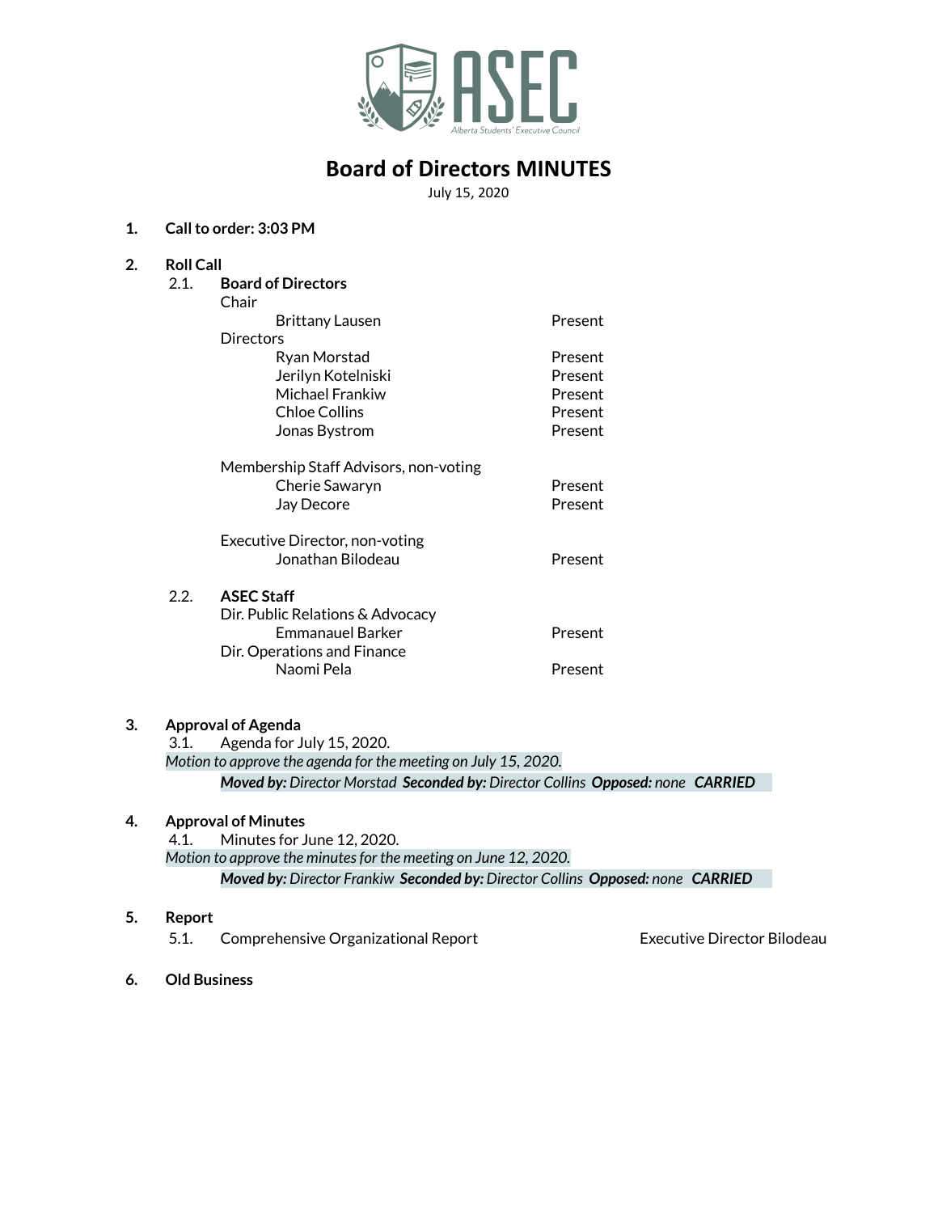ASEC

Alberta Students' Executive Council

# Board of Directors MINUTES

July 15, 2020

**1. Call to order: 3:03 PM**

**2. Roll Call**

2.1. **Board of Directors**

Chair

| | |
|---|---|
| Brittany Lausen | Present |

Directors

| | |
|---|---|
| Ryan Morstad | Present |
| Jerilyn Kotelniski | Present |
| Michael Frankiw | Present |
| Chloe Collins | Present |
| Jonas Bystrom | Present |

Membership Staff Advisors, non-voting

| | |
|---|---|
| Cherie Sawaryn | Present |
| Jay Decore | Present |

Executive Director, non-voting

| | |
|---|---|
| Jonathan Bilodeau | Present |

2.2. **ASEC Staff**

Dir. Public Relations & Advocacy

| | |
|---|---|
| Emmanauel Barker | Present |

Dir. Operations and Finance

| | |
|---|---|
| Naomi Pela | Present |

**3. Approval of Agenda**

3.1. Agenda for July 15, 2020.

*Motion to approve the agenda for the meeting on July 15, 2020.*

***Moved by:** Director Morstad **Seconded by:** Director Collins **Opposed:** none **CARRIED***

**4. Approval of Minutes**

4.1. Minutes for June 12, 2020.

*Motion to approve the minutes for the meeting on June 12, 2020.*

***Moved by:** Director Frankiw **Seconded by:** Director Collins **Opposed:** none **CARRIED***

**5. Report**

5.1. Comprehensive Organizational Report — Executive Director Bilodeau

**6. Old Business**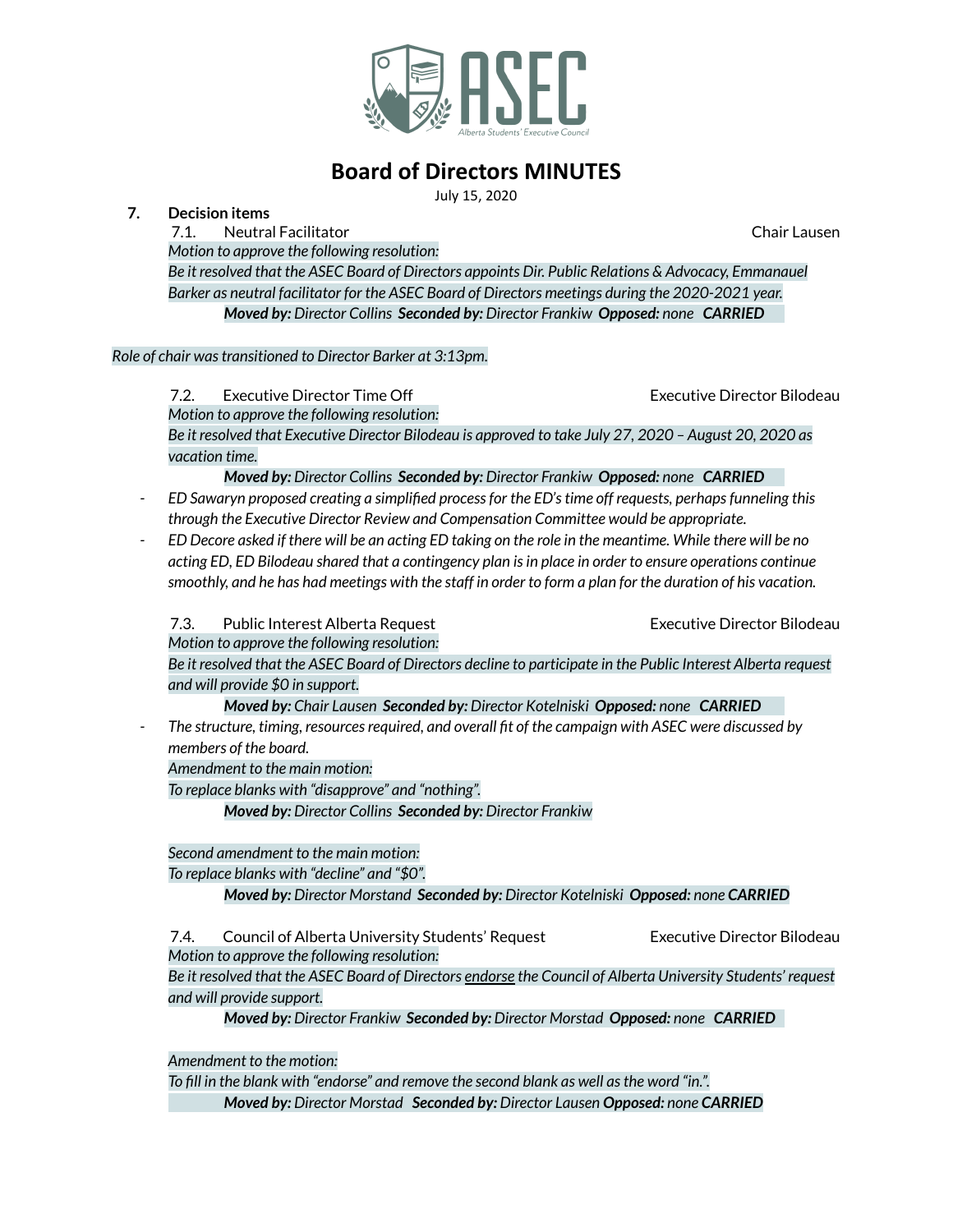# Board of Directors MINUTES

July 15, 2020

**7. Decision items**

7.1. Neutral Facilitator — Chair Lausen

*Motion to approve the following resolution:*

*Be it resolved that the ASEC Board of Directors appoints Dir. Public Relations & Advocacy, Emmanauel Barker as neutral facilitator for the ASEC Board of Directors meetings during the 2020-2021 year.*

***Moved by:** Director Collins **Seconded by:** Director Frankiw **Opposed:** none **CARRIED***

*Role of chair was transitioned to Director Barker at 3:13pm.*

7.2. Executive Director Time Off — Executive Director Bilodeau

*Motion to approve the following resolution:*

*Be it resolved that Executive Director Bilodeau is approved to take July 27, 2020 – August 20, 2020 as vacation time.*

***Moved by:** Director Collins **Seconded by:** Director Frankiw **Opposed:** none **CARRIED***

- *ED Sawaryn proposed creating a simplified process for the ED's time off requests, perhaps funneling this through the Executive Director Review and Compensation Committee would be appropriate.*
- *ED Decore asked if there will be an acting ED taking on the role in the meantime. While there will be no acting ED, ED Bilodeau shared that a contingency plan is in place in order to ensure operations continue smoothly, and he has had meetings with the staff in order to form a plan for the duration of his vacation.*

7.3. Public Interest Alberta Request — Executive Director Bilodeau

*Motion to approve the following resolution:*

*Be it resolved that the ASEC Board of Directors decline to participate in the Public Interest Alberta request and will provide $0 in support.*

***Moved by:** Chair Lausen **Seconded by:** Director Kotelniski **Opposed:** none **CARRIED***

- *The structure, timing, resources required, and overall fit of the campaign with ASEC were discussed by members of the board.*

*Amendment to the main motion:*

*To replace blanks with "disapprove" and "nothing".*

***Moved by:** Director Collins **Seconded by:** Director Frankiw*

*Second amendment to the main motion:*

*To replace blanks with "decline" and "$0".*

***Moved by:** Director Morstand **Seconded by:** Director Kotelniski **Opposed:** none **CARRIED***

7.4. Council of Alberta University Students' Request — Executive Director Bilodeau

*Motion to approve the following resolution:*

*Be it resolved that the ASEC Board of Directors <u>endorse</u> the Council of Alberta University Students' request and will provide support.*

***Moved by:** Director Frankiw **Seconded by:** Director Morstad **Opposed:** none **CARRIED***

*Amendment to the motion:*

*To fill in the blank with "endorse" and remove the second blank as well as the word "in.".*

***Moved by:** Director Morstad **Seconded by:** Director Lausen **Opposed:** none **CARRIED***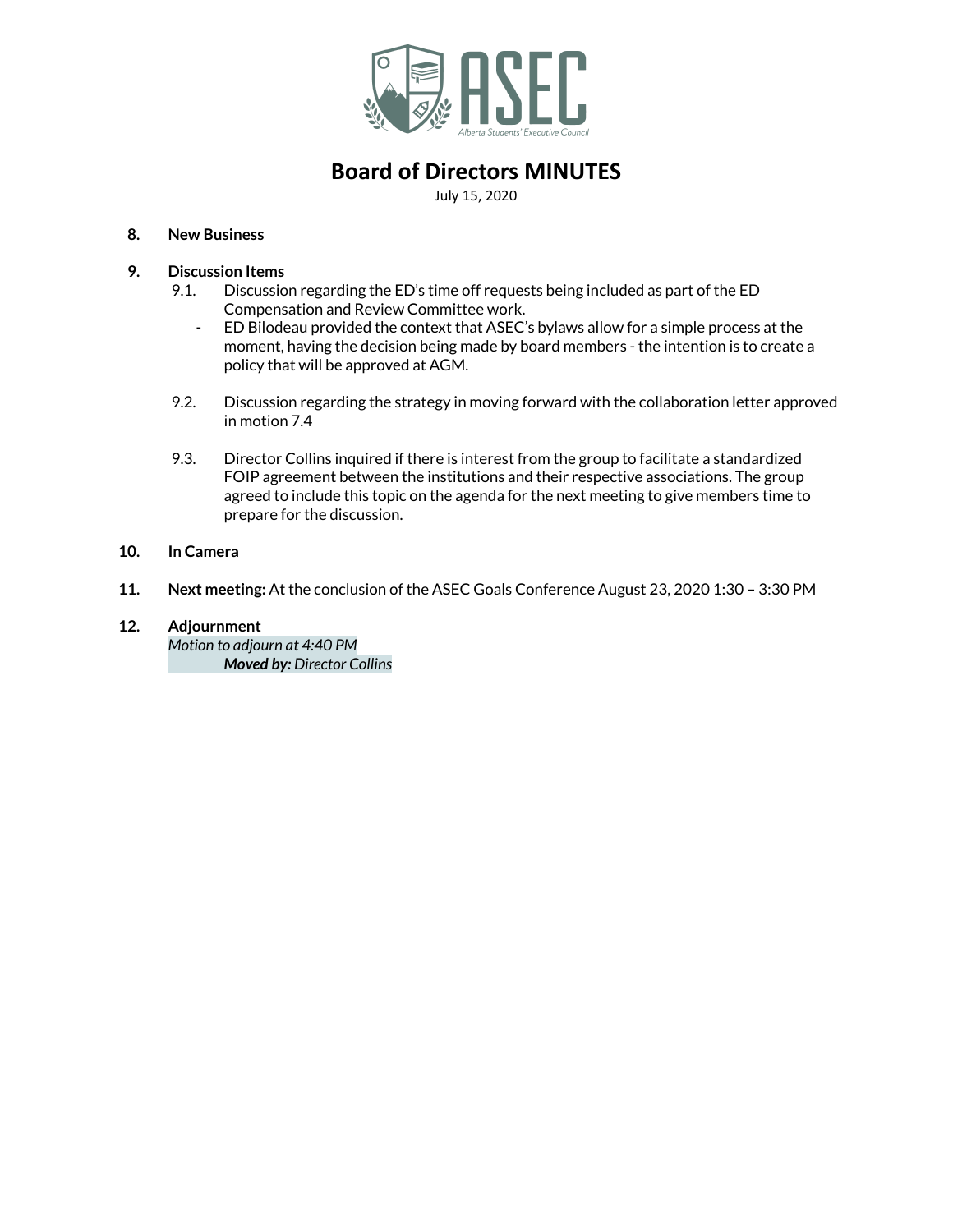# Board of Directors MINUTES

July 15, 2020

8. **New Business**

9. **Discussion Items**

   9.1. Discussion regarding the ED's time off requests being included as part of the ED Compensation and Review Committee work.

   - ED Bilodeau provided the context that ASEC's bylaws allow for a simple process at the moment, having the decision being made by board members - the intention is to create a policy that will be approved at AGM.

   9.2. Discussion regarding the strategy in moving forward with the collaboration letter approved in motion 7.4

   9.3. Director Collins inquired if there is interest from the group to facilitate a standardized FOIP agreement between the institutions and their respective associations. The group agreed to include this topic on the agenda for the next meeting to give members time to prepare for the discussion.

10. **In Camera**

11. **Next meeting:** At the conclusion of the ASEC Goals Conference August 23, 2020 1:30 – 3:30 PM

12. **Adjournment**

    *Motion to adjourn at 4:40 PM*

    ***Moved by:*** *Director Collins*